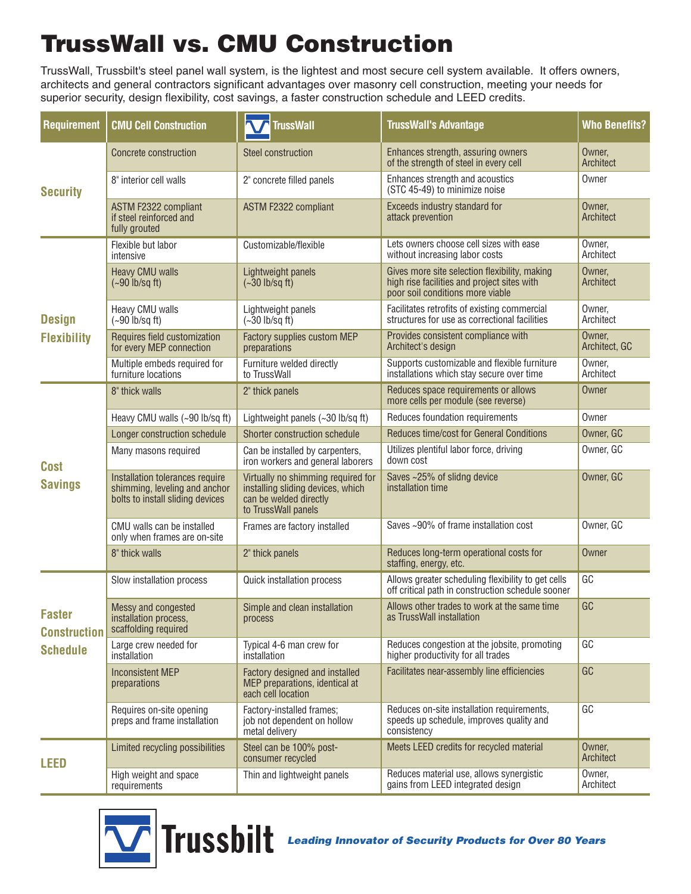# TrussWall vs. CMU Construction

TrussWall, Trussbilt's steel panel wall system, is the lightest and most secure cell system available. It offers owners, architects and general contractors significant advantages over masonry cell construction, meeting your needs for superior security, design flexibility, cost savings, a faster construction schedule and LEED credits.

| Requirement | CMU Cell Construction | TrussWall | TrussWall's Advantage | Who Benefits? |
|---|---|---|---|---|
| Security | Concrete construction | Steel construction | Enhances strength, assuring owners of the strength of steel in every cell | Owner, Architect |
| | 8" interior cell walls | 2" concrete filled panels | Enhances strength and acoustics (STC 45-49) to minimize noise | Owner |
| | ASTM F2322 compliant if steel reinforced and fully grouted | ASTM F2322 compliant | Exceeds industry standard for attack prevention | Owner, Architect |
| Design Flexibility | Flexible but labor intensive | Customizable/flexible | Lets owners choose cell sizes with ease without increasing labor costs | Owner, Architect |
| | Heavy CMU walls (~90 lb/sq ft) | Lightweight panels (~30 lb/sq ft) | Gives more site selection flexibility, making high rise facilities and project sites with poor soil conditions more viable | Owner, Architect |
| | Heavy CMU walls (~90 lb/sq ft) | Lightweight panels (~30 lb/sq ft) | Facilitates retrofits of existing commercial structures for use as correctional facilities | Owner, Architect |
| | Requires field customization for every MEP connection | Factory supplies custom MEP preparations | Provides consistent compliance with Architect's design | Owner, Architect, GC |
| | Multiple embeds required for furniture locations | Furniture welded directly to TrussWall | Supports customizable and flexible furniture installations which stay secure over time | Owner, Architect |
| Cost Savings | 8" thick walls | 2" thick panels | Reduces space requirements or allows more cells per module (see reverse) | Owner |
| | Heavy CMU walls (~90 lb/sq ft) | Lightweight panels (~30 lb/sq ft) | Reduces foundation requirements | Owner |
| | Longer construction schedule | Shorter construction schedule | Reduces time/cost for General Conditions | Owner, GC |
| | Many masons required | Can be installed by carpenters, iron workers and general laborers | Utilizes plentiful labor force, driving down cost | Owner, GC |
| | Installation tolerances require shimming, leveling and anchor bolts to install sliding devices | Virtually no shimming required for installing sliding devices, which can be welded directly to TrussWall panels | Saves ~25% of slidng device installation time | Owner, GC |
| | CMU walls can be installed only when frames are on-site | Frames are factory installed | Saves ~90% of frame installation cost | Owner, GC |
| | 8" thick walls | 2" thick panels | Reduces long-term operational costs for staffing, energy, etc. | Owner |
| Faster Construction Schedule | Slow installation process | Quick installation process | Allows greater scheduling flexibility to get cells off critical path in construction schedule sooner | GC |
| | Messy and congested installation process, scaffolding required | Simple and clean installation process | Allows other trades to work at the same time as TrussWall installation | GC |
| | Large crew needed for installation | Typical 4-6 man crew for installation | Reduces congestion at the jobsite, promoting higher productivity for all trades | GC |
| | Inconsistent MEP preparations | Factory designed and installed MEP preparations, identical at each cell location | Facilitates near-assembly line efficiencies | GC |
| | Requires on-site opening preps and frame installation | Factory-installed frames; job not dependent on hollow metal delivery | Reduces on-site installation requirements, speeds up schedule, improves quality and consistency | GC |
| LEED | Limited recycling possibilities | Steel can be 100% post-consumer recycled | Meets LEED credits for recycled material | Owner, Architect |
| | High weight and space requirements | Thin and lightweight panels | Reduces material use, allows synergistic gains from LEED integrated design | Owner, Architect |

**Trussbilt** *Leading Innovator of Security Products for Over 80 Years*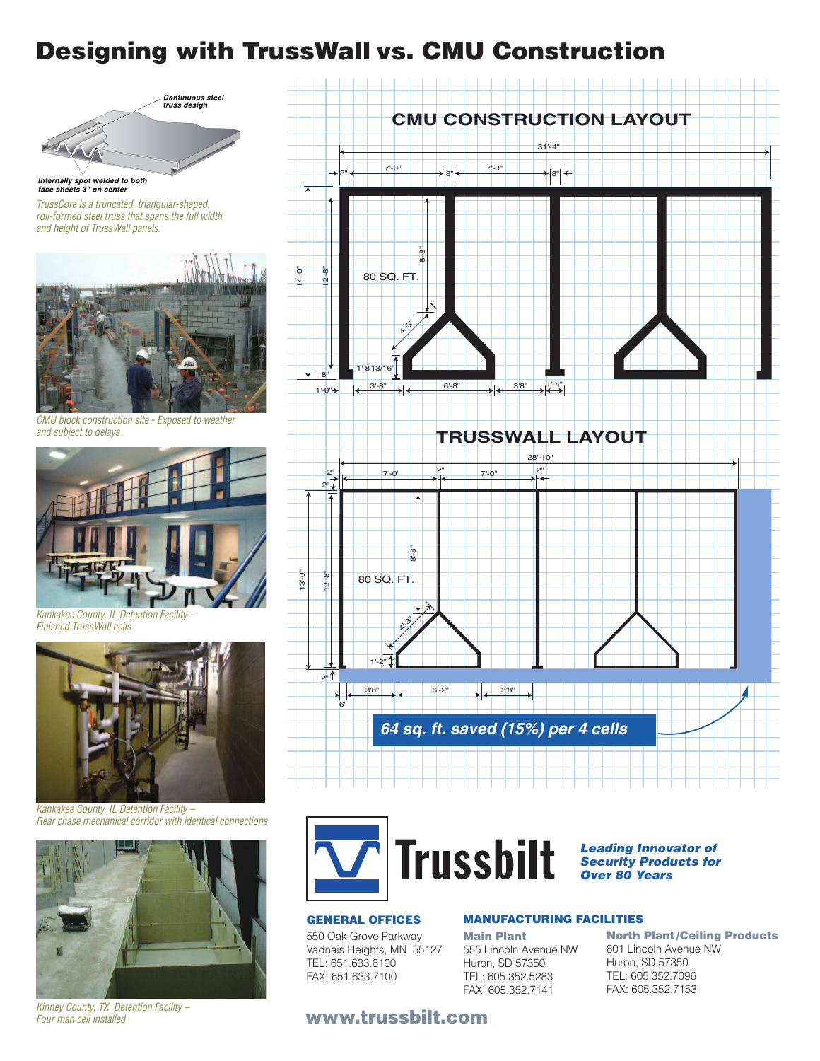# Designing with TrussWall vs. CMU Construction

*Continuous steel truss design*

*Internally spot welded to both face sheets 3" on center*

*TrussCore is a truncated, triangular-shaped, roll-formed steel truss that spans the full width and height of TrussWall panels.*

*CMU block construction site - Exposed to weather and subject to delays*

*Kankakee County, IL Detention Facility – Finished TrussWall cells*

*Kankakee County, IL Detention Facility – Rear chase mechanical corridor with identical connections*

*Kinney County, TX Detention Facility – Four man cell installed*

## CMU CONSTRUCTION LAYOUT

31'-4"

8" 7'-0" 8" 7'-0" 8"

14'-0" 12'-8" 8'-8" 80 SQ. FT. 4'-3" 1'-8 13/16" 8"

1'-0" 3'-8" 6'-8" 3'8" 1'-4"

## TRUSSWALL LAYOUT

28'-10"

2" 7'-0" 2" 7'-0" 2"

2" 13'-0" 12'-8" 8'-8" 80 SQ. FT. 4'-3" 1'-2" 2"

6" 3'8" 6'-2" 3'8"

***64 sq. ft. saved (15%) per 4 cells***

**Trussbilt**

***Leading Innovator of Security Products for Over 80 Years***

**GENERAL OFFICES**

550 Oak Grove Parkway
Vadnais Heights, MN 55127
TEL: 651.633.6100
FAX: 651.633.7100

**MANUFACTURING FACILITIES**

**Main Plant**
555 Lincoln Avenue NW
Huron, SD 57350
TEL: 605.352.5283
FAX: 605.352.7141

**North Plant/Ceiling Products**
801 Lincoln Avenue NW
Huron, SD 57350
TEL: 605.352.7096
FAX: 605.352.7153

**www.trussbilt.com**